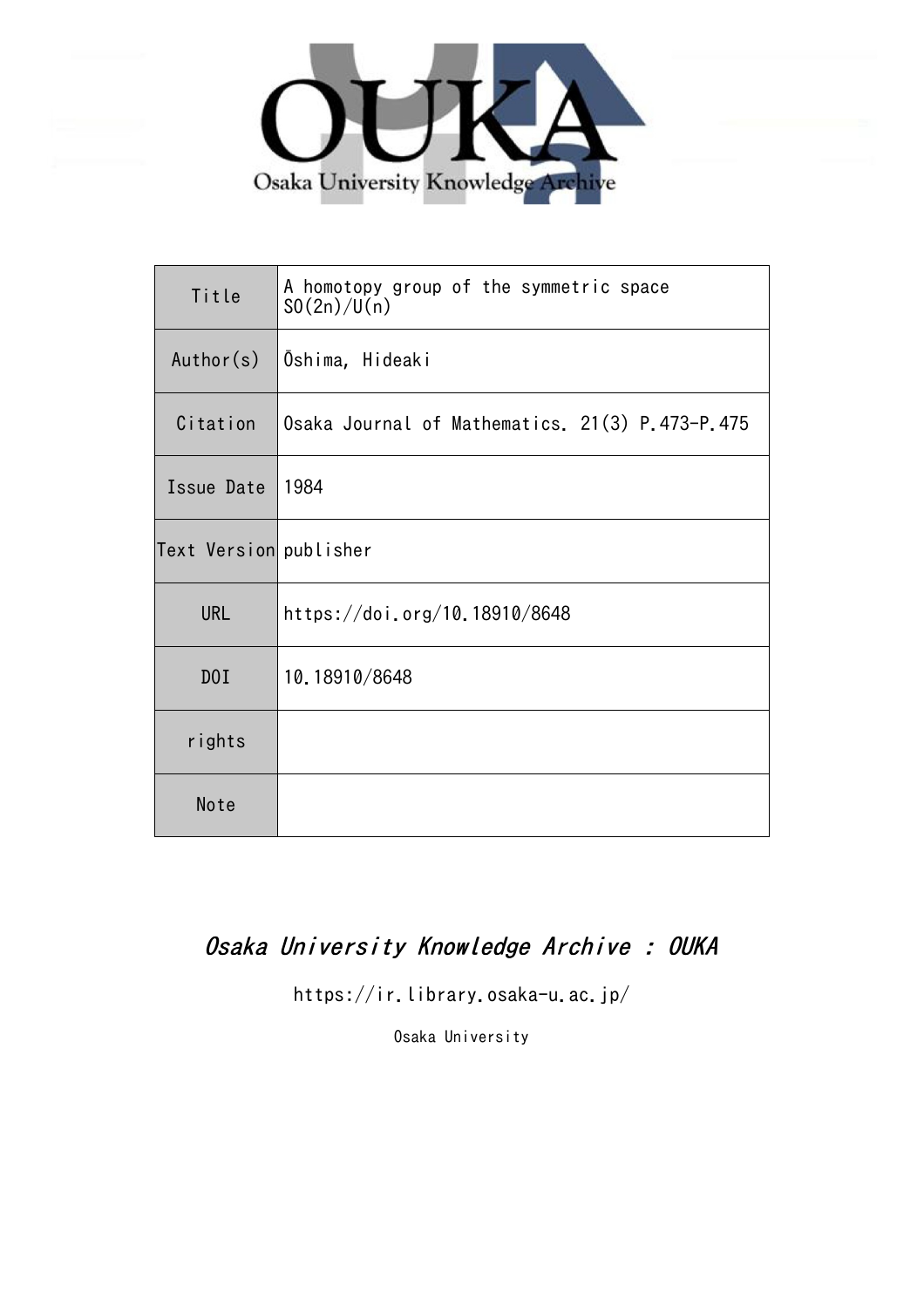Osaka University Knowledge Archive

| Title | A homotopy group of the symmetric space SO(2n)/U(n) |
|---|---|
| Author(s) | Ōshima, Hideaki |
| Citation | Osaka Journal of Mathematics. 21(3) P.473-P.475 |
| Issue Date | 1984 |
| Text Version | publisher |
| URL | https://doi.org/10.18910/8648 |
| DOI | 10.18910/8648 |
| rights | |
| Note | |

*Osaka University Knowledge Archive : OUKA*

https://ir.library.osaka-u.ac.jp/

Osaka University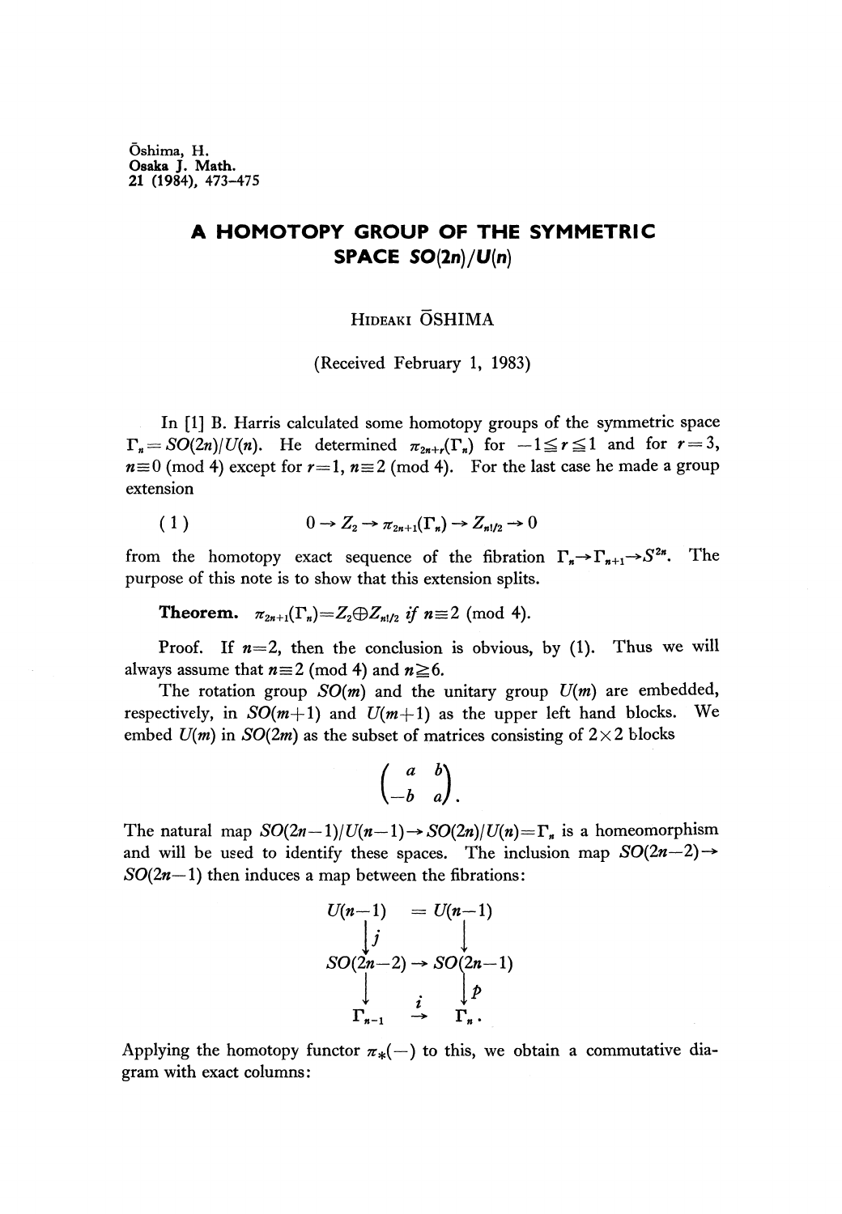Ōshima, H.
Osaka J. Math.
21 (1984), 473–475

# A HOMOTOPY GROUP OF THE SYMMETRIC SPACE $SO(2n)/U(n)$

HIDEAKI ŌSHIMA

(Received February 1, 1983)

In [1] B. Harris calculated some homotopy groups of the symmetric space $\Gamma_n = SO(2n)/U(n)$. He determined $\pi_{2n+r}(\Gamma_n)$ for $-1 \leqq r \leqq 1$ and for $r=3$, $n \equiv 0 \pmod 4$ except for $r=1$, $n \equiv 2 \pmod 4$. For the last case he made a group extension

$$(1) \qquad 0 \to Z_2 \to \pi_{2n+1}(\Gamma_n) \to Z_{n!/2} \to 0$$

from the homotopy exact sequence of the fibration $\Gamma_n \to \Gamma_{n+1} \to S^{2n}$. The purpose of this note is to show that this extension splits.

**Theorem.** *$\pi_{2n+1}(\Gamma_n) = Z_2 \oplus Z_{n!/2}$ if $n \equiv 2 \pmod 4$.*

Proof. If $n=2$, then the conclusion is obvious, by (1). Thus we will always assume that $n \equiv 2 \pmod 4$ and $n \geqq 6$.

The rotation group $SO(m)$ and the unitary group $U(m)$ are embedded, respectively, in $SO(m+1)$ and $U(m+1)$ as the upper left hand blocks. We embed $U(m)$ in $SO(2m)$ as the subset of matrices consisting of $2 \times 2$ blocks

$$\begin{pmatrix} a & b \\ -b & a \end{pmatrix}.$$

The natural map $SO(2n-1)/U(n-1) \to SO(2n)/U(n) = \Gamma_n$ is a homeomorphism and will be used to identify these spaces. The inclusion map $SO(2n-2) \to SO(2n-1)$ then induces a map between the fibrations:

$$\begin{array}{ccc}
U(n-1) & = & U(n-1) \\
\downarrow{\scriptstyle j} & & \downarrow \\
SO(2n-2) & \to & SO(2n-1) \\
\downarrow & & \downarrow{\scriptstyle p} \\
\Gamma_{n-1} & \xrightarrow{i} & \Gamma_n .
\end{array}$$

Applying the homotopy functor $\pi_*(-)$ to this, we obtain a commutative diagram with exact columns: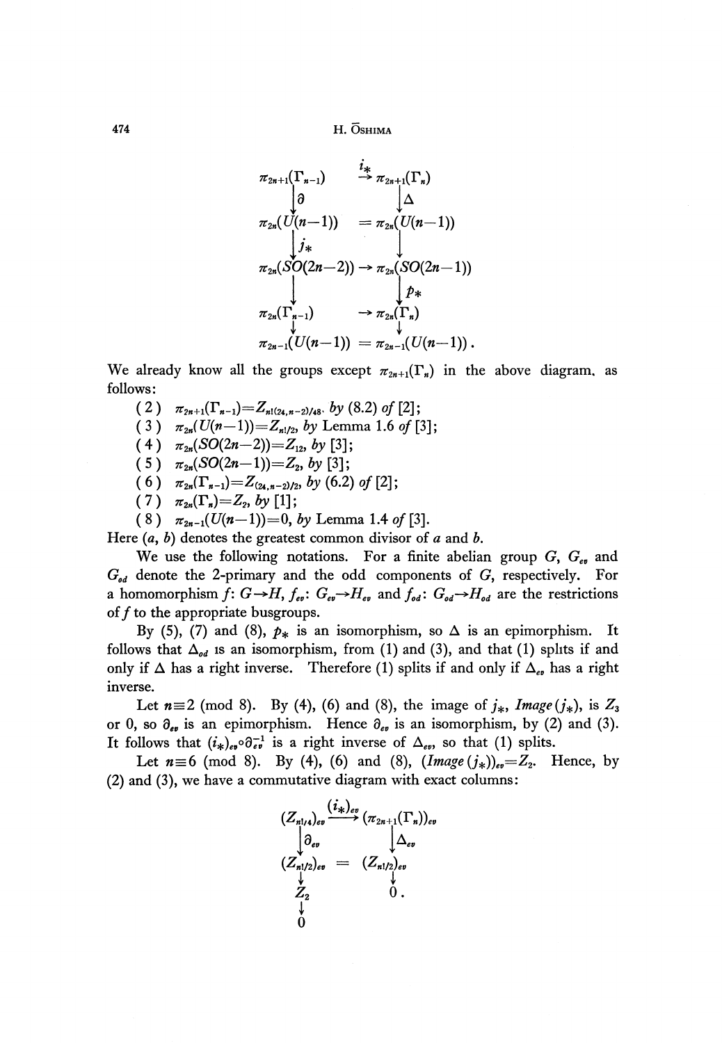$$
\begin{array}{ccc}
\pi_{2n+1}(\Gamma_{n-1}) & \xrightarrow{i_*} & \pi_{2n+1}(\Gamma_n) \\
\downarrow \partial & & \downarrow \Delta \\
\pi_{2n}(U(n-1)) & = & \pi_{2n}(U(n-1)) \\
\downarrow j_* & & \downarrow \\
\pi_{2n}(SO(2n-2)) & \rightarrow & \pi_{2n}(SO(2n-1)) \\
\downarrow & & \downarrow p_* \\
\pi_{2n}(\Gamma_{n-1}) & \rightarrow & \pi_{2n}(\Gamma_n) \\
\downarrow & & \downarrow \\
\pi_{2n-1}(U(n-1)) & = & \pi_{2n-1}(U(n-1)) .
\end{array}
$$

We already know all the groups except $\pi_{2n+1}(\Gamma_n)$ in the above diagram, as follows:

(2) $\pi_{2n+1}(\Gamma_{n-1})=Z_{n!(24,n-2)/48}$, *by* (8.2) *of* [2];

(3) $\pi_{2n}(U(n-1))=Z_{n!/2}$, *by* Lemma 1.6 *of* [3];

(4) $\pi_{2n}(SO(2n-2))=Z_{12}$, *by* [3];

(5) $\pi_{2n}(SO(2n-1))=Z_2$, *by* [3];

(6) $\pi_{2n}(\Gamma_{n-1})=Z_{(24,n-2)/2}$, *by* (6.2) *of* [2];

(7) $\pi_{2n}(\Gamma_n)=Z_2$, *by* [1];

(8) $\pi_{2n-1}(U(n-1))=0$, *by* Lemma 1.4 *of* [3].

Here $(a, b)$ denotes the greatest common divisor of $a$ and $b$.

We use the following notations. For a finite abelian group $G$, $G_{ev}$ and $G_{od}$ denote the 2-primary and the odd components of $G$, respectively. For a homomorphism $f: G\to H$, $f_{ev}: G_{ev}\to H_{ev}$ and $f_{od}: G_{od}\to H_{od}$ are the restrictions of $f$ to the appropriate busgroups.

By (5), (7) and (8), $p_*$ is an isomorphism, so $\Delta$ is an epimorphism. It follows that $\Delta_{od}$ is an isomorphism, from (1) and (3), and that (1) splits if and only if $\Delta$ has a right inverse. Therefore (1) splits if and only if $\Delta_{ev}$ has a right inverse.

Let $n\equiv 2 \pmod 8$. By (4), (6) and (8), the image of $j_*$, *Image* $(j_*)$, is $Z_3$ or 0, so $\partial_{ev}$ is an epimorphism. Hence $\partial_{ev}$ is an isomorphism, by (2) and (3). It follows that $(i_*)_{ev}\circ\partial_{ev}^{-1}$ is a right inverse of $\Delta_{ev}$, so that (1) splits.

Let $n\equiv 6 \pmod 8$. By (4), (6) and (8), $(\textit{Image}\,(j_*))_{ev}=Z_2$. Hence, by (2) and (3), we have a commutative diagram with exact columns:

$$
\begin{array}{ccc}
(Z_{n!/4})_{ev} & \xrightarrow{(i_*)_{ev}} & (\pi_{2n+1}(\Gamma_n))_{ev} \\
\downarrow \partial_{ev} & & \downarrow \Delta_{ev} \\
(Z_{n!/2})_{ev} & = & (Z_{n!/2})_{ev} \\
\downarrow & & \downarrow \\
Z_2 & & 0 . \\
\downarrow & & \\
0 & &
\end{array}
$$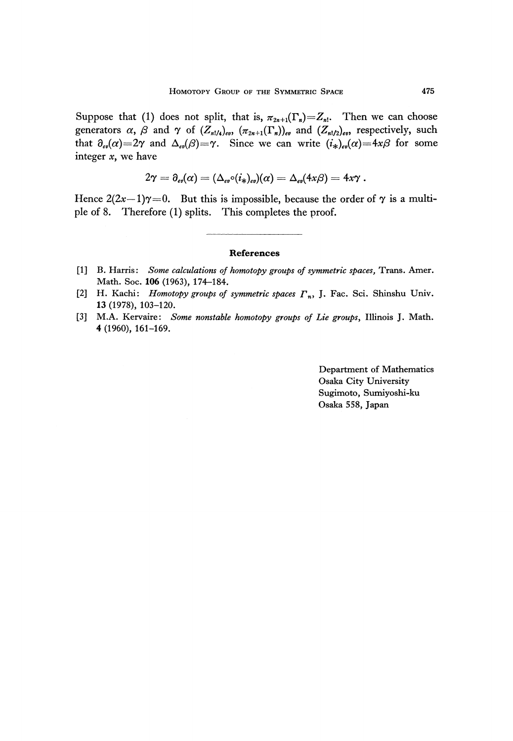Suppose that (1) does not split, that is, $\pi_{2n+1}(\Gamma_n)=Z_{n!}$. Then we can choose generators $\alpha$, $\beta$ and $\gamma$ of $(Z_{n!/4})_{ev}$, $(\pi_{2n+1}(\Gamma_n))_{ev}$ and $(Z_{n!/2})_{ev}$, respectively, such that $\partial_{ev}(\alpha)=2\gamma$ and $\Delta_{ev}(\beta)=\gamma$. Since we can write $(i_*)_{ev}(\alpha)=4x\beta$ for some integer $x$, we have

$$2\gamma=\partial_{ev}(\alpha)=(\Delta_{ev}\circ(i_*)_{ev})(\alpha)=\Delta_{ev}(4x\beta)=4x\gamma\,.$$

Hence $2(2x-1)\gamma=0$. But this is impossible, because the order of $\gamma$ is a multiple of 8. Therefore (1) splits. This completes the proof.

## References

[1] B. Harris: *Some calculations of homotopy groups of symmetric spaces,* Trans. Amer. Math. Soc. **106** (1963), 174–184.

[2] H. Kachi: *Homotopy groups of symmetric spaces $\Gamma_n$,* J. Fac. Sci. Shinshu Univ. **13** (1978), 103–120.

[3] M.A. Kervaire: *Some nonstable homotopy groups of Lie groups,* Illinois J. Math. **4** (1960), 161–169.

Department of Mathematics
Osaka City University
Sugimoto, Sumiyoshi-ku
Osaka 558, Japan